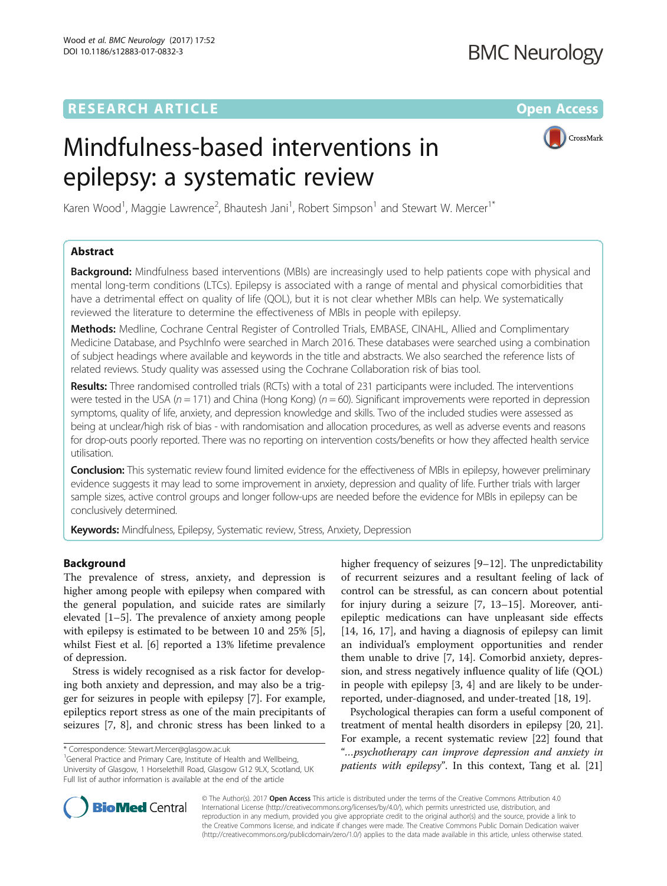RESEARCH ARTICLE

Open Access

# Mindfulness-based interventions in epilepsy: a systematic review

Karen Wood[1], Maggie Lawrence[2], Bhautesh Jani[1], Robert Simpson[1] and Stewart W. Mercer[1*]

## Abstract

**Background:** Mindfulness based interventions (MBIs) are increasingly used to help patients cope with physical and mental long-term conditions (LTCs). Epilepsy is associated with a range of mental and physical comorbidities that have a detrimental effect on quality of life (QOL), but it is not clear whether MBIs can help. We systematically reviewed the literature to determine the effectiveness of MBIs in people with epilepsy.

**Methods:** Medline, Cochrane Central Register of Controlled Trials, EMBASE, CINAHL, Allied and Complimentary Medicine Database, and PsychInfo were searched in March 2016. These databases were searched using a combination of subject headings where available and keywords in the title and abstracts. We also searched the reference lists of related reviews. Study quality was assessed using the Cochrane Collaboration risk of bias tool.

**Results:** Three randomised controlled trials (RCTs) with a total of 231 participants were included. The interventions were tested in the USA ($n = 171$) and China (Hong Kong) ($n = 60$). Significant improvements were reported in depression symptoms, quality of life, anxiety, and depression knowledge and skills. Two of the included studies were assessed as being at unclear/high risk of bias - with randomisation and allocation procedures, as well as adverse events and reasons for drop-outs poorly reported. There was no reporting on intervention costs/benefits or how they affected health service utilisation.

**Conclusion:** This systematic review found limited evidence for the effectiveness of MBIs in epilepsy, however preliminary evidence suggests it may lead to some improvement in anxiety, depression and quality of life. Further trials with larger sample sizes, active control groups and longer follow-ups are needed before the evidence for MBIs in epilepsy can be conclusively determined.

**Keywords:** Mindfulness, Epilepsy, Systematic review, Stress, Anxiety, Depression

## Background

The prevalence of stress, anxiety, and depression is higher among people with epilepsy when compared with the general population, and suicide rates are similarly elevated [1–5]. The prevalence of anxiety among people with epilepsy is estimated to be between 10 and 25% [5], whilst Fiest et al. [6] reported a 13% lifetime prevalence of depression.

Stress is widely recognised as a risk factor for developing both anxiety and depression, and may also be a trigger for seizures in people with epilepsy [7]. For example, epileptics report stress as one of the main precipitants of seizures [7, 8], and chronic stress has been linked to a higher frequency of seizures [9–12]. The unpredictability of recurrent seizures and a resultant feeling of lack of control can be stressful, as can concern about potential for injury during a seizure [7, 13–15]. Moreover, anti-epileptic medications can have unpleasant side effects [14, 16, 17], and having a diagnosis of epilepsy can limit an individual's employment opportunities and render them unable to drive [7, 14]. Comorbid anxiety, depression, and stress negatively influence quality of life (QOL) in people with epilepsy [3, 4] and are likely to be under-reported, under-diagnosed, and under-treated [18, 19].

Psychological therapies can form a useful component of treatment of mental health disorders in epilepsy [20, 21]. For example, a recent systematic review [22] found that "*…psychotherapy can improve depression and anxiety in patients with epilepsy*". In this context, Tang et al. [21]

* Correspondence: Stewart.Mercer@glasgow.ac.uk
[1]General Practice and Primary Care, Institute of Health and Wellbeing, University of Glasgow, 1 Horselethill Road, Glasgow G12 9LX, Scotland, UK
Full list of author information is available at the end of the article

© The Author(s). 2017 **Open Access** This article is distributed under the terms of the Creative Commons Attribution 4.0 International License (http://creativecommons.org/licenses/by/4.0/), which permits unrestricted use, distribution, and reproduction in any medium, provided you give appropriate credit to the original author(s) and the source, provide a link to the Creative Commons license, and indicate if changes were made. The Creative Commons Public Domain Dedication waiver (http://creativecommons.org/publicdomain/zero/1.0/) applies to the data made available in this article, unless otherwise stated.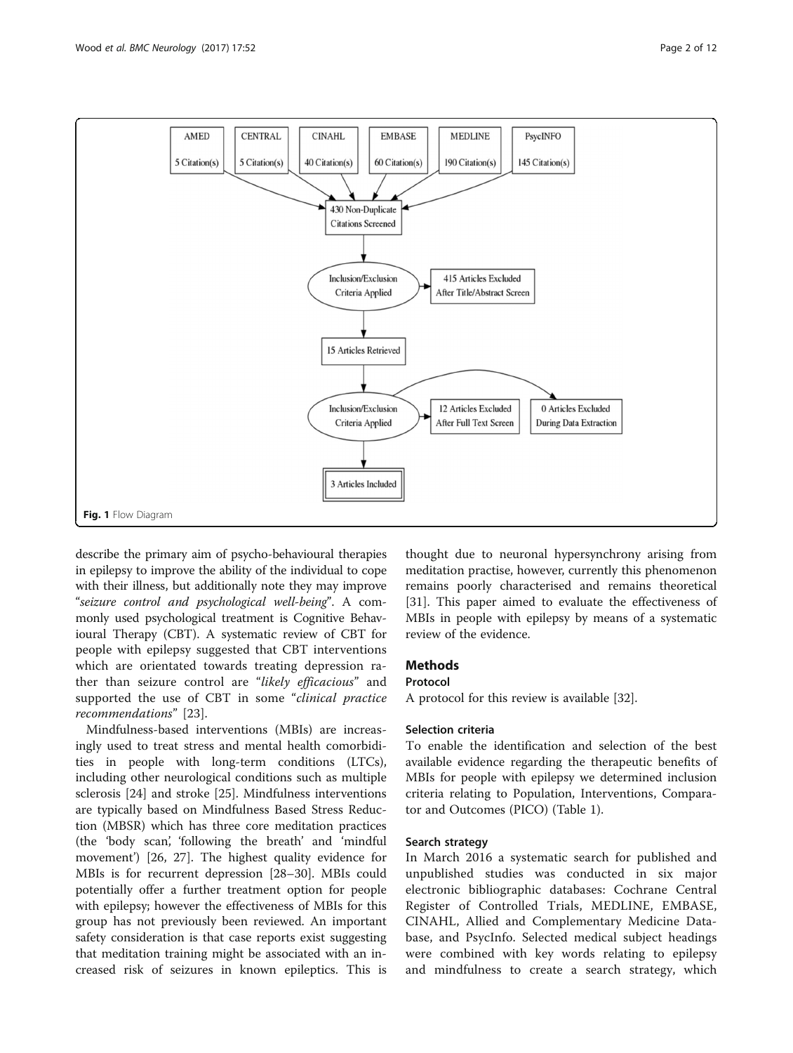AMED 5 Citation(s) · CENTRAL 5 Citation(s) · CINAHL 40 Citation(s) · EMBASE 60 Citation(s) · MEDLINE 190 Citation(s) · PsycINFO 145 Citation(s)

430 Non-Duplicate Citations Screened

Inclusion/Exclusion Criteria Applied → 415 Articles Excluded After Title/Abstract Screen

15 Articles Retrieved

Inclusion/Exclusion Criteria Applied → 12 Articles Excluded After Full Text Screen; 0 Articles Excluded During Data Extraction

3 Articles Included

**Fig. 1** Flow Diagram

describe the primary aim of psycho-behavioural therapies in epilepsy to improve the ability of the individual to cope with their illness, but additionally note they may improve "*seizure control and psychological well-being*". A commonly used psychological treatment is Cognitive Behavioural Therapy (CBT). A systematic review of CBT for people with epilepsy suggested that CBT interventions which are orientated towards treating depression rather than seizure control are "*likely efficacious*" and supported the use of CBT in some "*clinical practice recommendations*" [23].

Mindfulness-based interventions (MBIs) are increasingly used to treat stress and mental health comorbidities in people with long-term conditions (LTCs), including other neurological conditions such as multiple sclerosis [24] and stroke [25]. Mindfulness interventions are typically based on Mindfulness Based Stress Reduction (MBSR) which has three core meditation practices (the 'body scan', 'following the breath' and 'mindful movement') [26, 27]. The highest quality evidence for MBIs is for recurrent depression [28–30]. MBIs could potentially offer a further treatment option for people with epilepsy; however the effectiveness of MBIs for this group has not previously been reviewed. An important safety consideration is that case reports exist suggesting that meditation training might be associated with an increased risk of seizures in known epileptics. This is thought due to neuronal hypersynchrony arising from meditation practise, however, currently this phenomenon remains poorly characterised and remains theoretical [31]. This paper aimed to evaluate the effectiveness of MBIs in people with epilepsy by means of a systematic review of the evidence.

## Methods

### Protocol

A protocol for this review is available [32].

### Selection criteria

To enable the identification and selection of the best available evidence regarding the therapeutic benefits of MBIs for people with epilepsy we determined inclusion criteria relating to Population, Interventions, Comparator and Outcomes (PICO) (Table 1).

### Search strategy

In March 2016 a systematic search for published and unpublished studies was conducted in six major electronic bibliographic databases: Cochrane Central Register of Controlled Trials, MEDLINE, EMBASE, CINAHL, Allied and Complementary Medicine Database, and PsycInfo. Selected medical subject headings were combined with key words relating to epilepsy and mindfulness to create a search strategy, which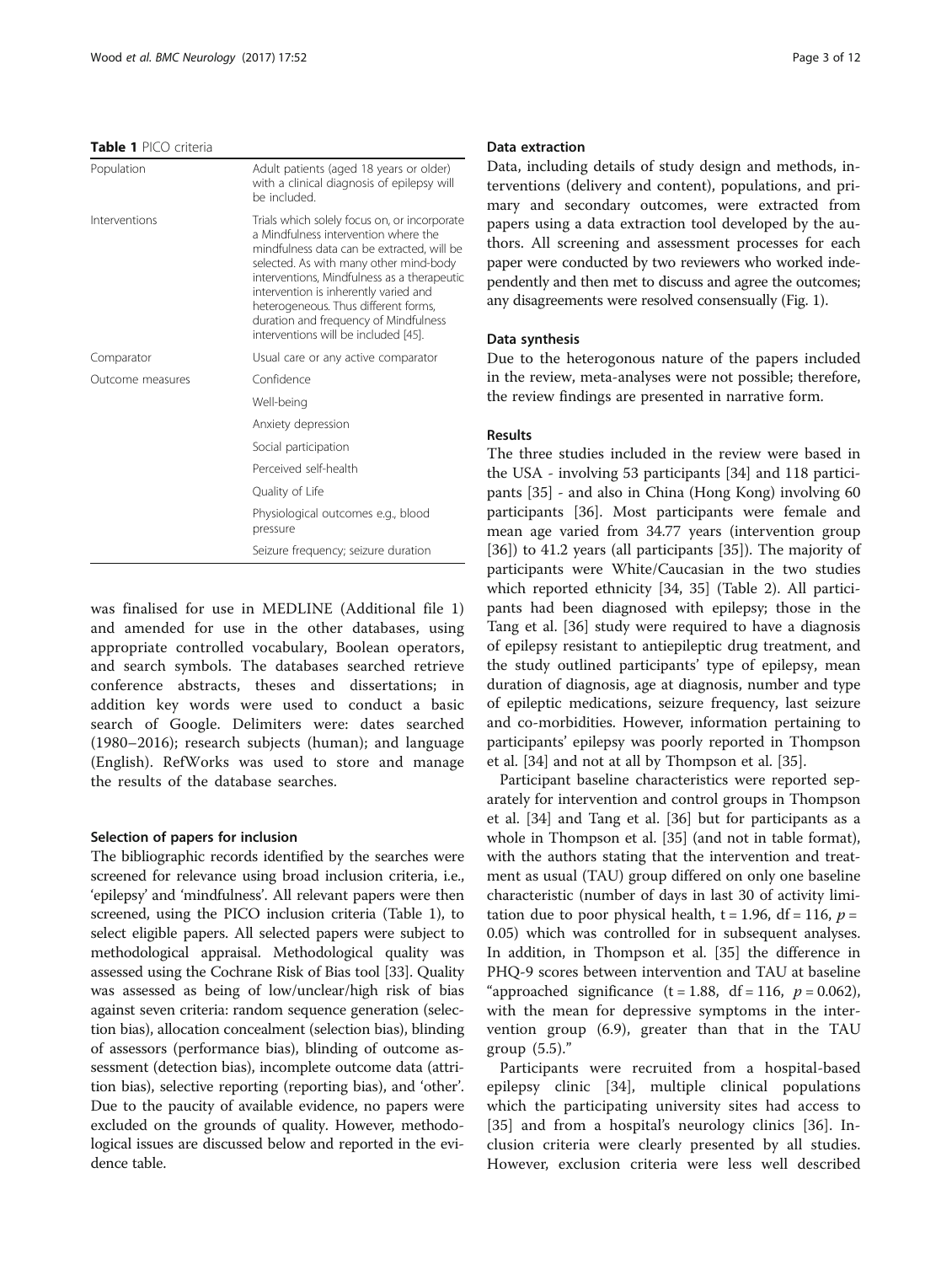**Table 1** PICO criteria

| | |
|---|---|
| Population | Adult patients (aged 18 years or older) with a clinical diagnosis of epilepsy will be included. |
| Interventions | Trials which solely focus on, or incorporate a Mindfulness intervention where the mindfulness data can be extracted, will be selected. As with many other mind-body interventions, Mindfulness as a therapeutic intervention is inherently varied and heterogeneous. Thus different forms, duration and frequency of Mindfulness interventions will be included [45]. |
| Comparator | Usual care or any active comparator |
| Outcome measures | Confidence |
| | Well-being |
| | Anxiety depression |
| | Social participation |
| | Perceived self-health |
| | Quality of Life |
| | Physiological outcomes e.g., blood pressure |
| | Seizure frequency; seizure duration |

was finalised for use in MEDLINE (Additional file 1) and amended for use in the other databases, using appropriate controlled vocabulary, Boolean operators, and search symbols. The databases searched retrieve conference abstracts, theses and dissertations; in addition key words were used to conduct a basic search of Google. Delimiters were: dates searched (1980–2016); research subjects (human); and language (English). RefWorks was used to store and manage the results of the database searches.

### Selection of papers for inclusion

The bibliographic records identified by the searches were screened for relevance using broad inclusion criteria, i.e., 'epilepsy' and 'mindfulness'. All relevant papers were then screened, using the PICO inclusion criteria (Table 1), to select eligible papers. All selected papers were subject to methodological appraisal. Methodological quality was assessed using the Cochrane Risk of Bias tool [33]. Quality was assessed as being of low/unclear/high risk of bias against seven criteria: random sequence generation (selection bias), allocation concealment (selection bias), blinding of assessors (performance bias), blinding of outcome assessment (detection bias), incomplete outcome data (attrition bias), selective reporting (reporting bias), and 'other'. Due to the paucity of available evidence, no papers were excluded on the grounds of quality. However, methodological issues are discussed below and reported in the evidence table.

### Data extraction

Data, including details of study design and methods, interventions (delivery and content), populations, and primary and secondary outcomes, were extracted from papers using a data extraction tool developed by the authors. All screening and assessment processes for each paper were conducted by two reviewers who worked independently and then met to discuss and agree the outcomes; any disagreements were resolved consensually (Fig. 1).

### Data synthesis

Due to the heterogonous nature of the papers included in the review, meta-analyses were not possible; therefore, the review findings are presented in narrative form.

## Results

The three studies included in the review were based in the USA - involving 53 participants [34] and 118 participants [35] - and also in China (Hong Kong) involving 60 participants [36]. Most participants were female and mean age varied from 34.77 years (intervention group [36]) to 41.2 years (all participants [35]). The majority of participants were White/Caucasian in the two studies which reported ethnicity [34, 35] (Table 2). All participants had been diagnosed with epilepsy; those in the Tang et al. [36] study were required to have a diagnosis of epilepsy resistant to antiepileptic drug treatment, and the study outlined participants' type of epilepsy, mean duration of diagnosis, age at diagnosis, number and type of epileptic medications, seizure frequency, last seizure and co-morbidities. However, information pertaining to participants' epilepsy was poorly reported in Thompson et al. [34] and not at all by Thompson et al. [35].

Participant baseline characteristics were reported separately for intervention and control groups in Thompson et al. [34] and Tang et al. [36] but for participants as a whole in Thompson et al. [35] (and not in table format), with the authors stating that the intervention and treatment as usual (TAU) group differed on only one baseline characteristic (number of days in last 30 of activity limitation due to poor physical health, $t = 1.96$, $df = 116$, $p = 0.05$) which was controlled for in subsequent analyses. In addition, in Thompson et al. [35] the difference in PHQ-9 scores between intervention and TAU at baseline "approached significance ($t = 1.88$, $df = 116$, $p = 0.062$), with the mean for depressive symptoms in the intervention group (6.9), greater than that in the TAU group (5.5)."

Participants were recruited from a hospital-based epilepsy clinic [34], multiple clinical populations which the participating university sites had access to [35] and from a hospital's neurology clinics [36]. Inclusion criteria were clearly presented by all studies. However, exclusion criteria were less well described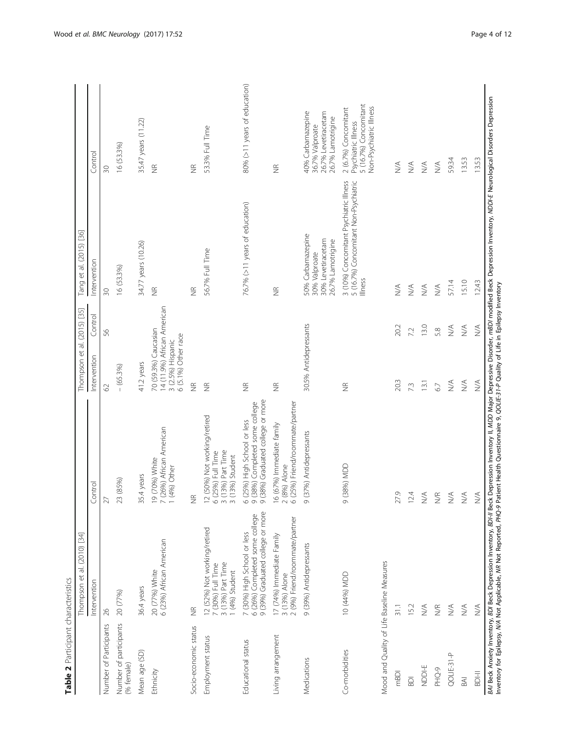**Table 2** Participant characteristics

| | Thompson et al. (2010) [34] | | Thompson et al. (2015) [35] | | Tang et al. (2015) [36] | |
|---|---|---|---|---|---|---|
| | Intervention | Control | Intervention | Control | Intervention | Control |
| Number of Participants | 26 | 27 | 62 | 56 | 30 | 30 |
| Number of participants (% female) | 20 (77%) | 23 (85%) | – (65.3%) | | 16 (53.3%) | 16 (53.3%) |
| Mean age (SD) | 36.4 years | 35.4 years | 41.2 years | | 34.77 years (10.26) | 35.47 years (11.22) |
| Ethnicity | 20 (77%) White<br>6 (23%) African American | 19 (70%) White<br>7 (26%) African American<br>1 (4%) Other | 70 (59.3%) Caucasian<br>14 (11.9%) African American<br>3 (2.5%) Hispanic<br>6 (5.1%) Other race | | NR | NR |
| Socio-economic status | NR | NR | NR | | NR | NR |
| Employment status | 12 (52%) Not working/retired<br>7 (30%) Full Time<br>3 (13%) Part Time<br>1 (4%) Student | 12 (50%) Not working/retired<br>6 (25%) Full Time<br>3 (13%) Part Time<br>3 (13%) Student | NR | | 56.7% Full Time | 53.3% Full Time |
| Educational status | 7 (30%) High School or less<br>6 (26%) Completed some college<br>9 (39%) Graduated college or more | 6 (25%) High School or less<br>9 (38%) Completed some college<br>9 (38%) Graduated college or more | NR | | 76.7% (>11 years of education) | 80% (>11 years of education) |
| Living arrangement | 17 (74%) Immediate Family<br>3 (13%) Alone<br>2 (9%) Friend/roommate/partner | 16 (67%) Immediate family<br>2 (8%) Alone<br>6 (25%) Friend/roommate/partner | NR | | NR | NR |
| Medications | 9 (39%) Antidepressants | 9 (37%) Antidepressants | 30.5% Antidepressants | | 50% Carbamazepine<br>30% Valproate<br>30% Levetiracetam<br>26.7% Lamotrigine | 40% Carbamazepine<br>36.7% Valproate<br>26.7% Levetiracetam<br>26.7% Lamotrigine |
| Co-morbidities | 10 (44%) MDD | 9 (38%) MDD | NR | | 3 (10%) Concomitant Psychiatric Illness<br>5 (16.7%) Concomitant Non-Psychiatric Illness | 2 (6.7%) Concomitant Psychiatric Illness<br>5 (16.7%) Concomitant Non-Psychiatric Illness |
| Mood and Quality of Life Baseline Measures | | | | | | |
| mBDI | 31.1 | 27.9 | 20.3 | 20.2 | N/A | N/A |
| BDI | 15.2 | 12.4 | 7.3 | 7.2 | N/A | N/A |
| NDDI-E | N/A | N/A | 13.1 | 13.0 | N/A | N/A |
| PHQ-9 | N/R | N/R | 6.7 | 5.8 | N/A | N/A |
| QOLIE-31-P | N/A | N/A | N/A | N/A | 57.14 | 59.34 |
| BAI | N/A | N/A | N/A | N/A | 15.10 | 13.53 |
| BDI-II | N/A | N/A | N/A | N/A | 12.43 | 13.53 |

*BAI* Beck Anxiety Inventory, *BDI* Beck Depression Inventory, *BDI-II* Beck Depression Inventory II, *MDD* Major Depressive Disorder, *mBDI* modified Beck Depression Inventory, *NDDI-E* Neurological Disorders Depression Inventory for Epilepsy, *N/A* Not Applicable, *NR* Not Reported, *PHQ-9* Patient Health Questionnaire 9, *QOLIE-31-P* Quality of Life in Epilepsy Inventory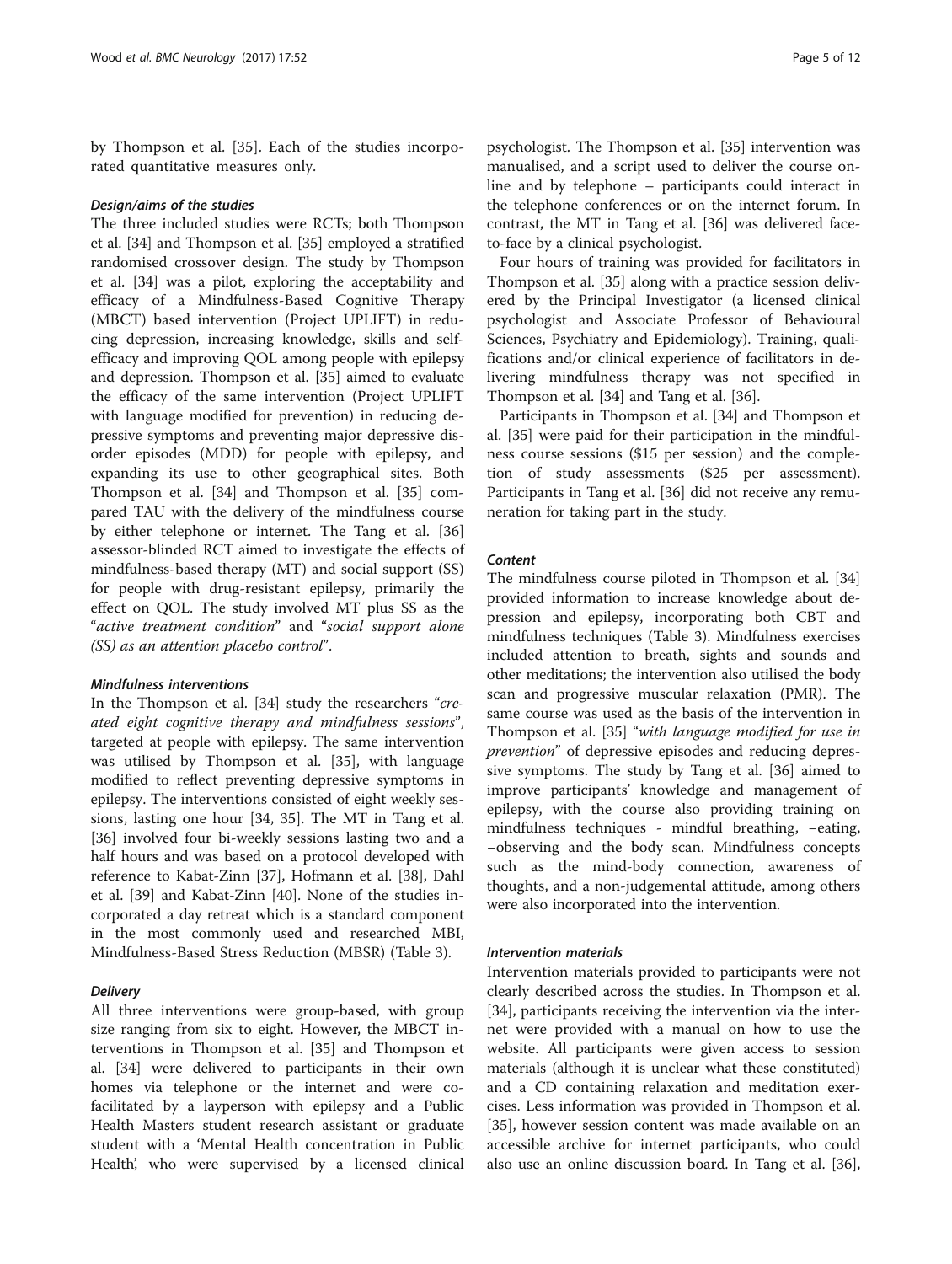by Thompson et al. [35]. Each of the studies incorporated quantitative measures only.

#### Design/aims of the studies

The three included studies were RCTs; both Thompson et al. [34] and Thompson et al. [35] employed a stratified randomised crossover design. The study by Thompson et al. [34] was a pilot, exploring the acceptability and efficacy of a Mindfulness-Based Cognitive Therapy (MBCT) based intervention (Project UPLIFT) in reducing depression, increasing knowledge, skills and self-efficacy and improving QOL among people with epilepsy and depression. Thompson et al. [35] aimed to evaluate the efficacy of the same intervention (Project UPLIFT with language modified for prevention) in reducing depressive symptoms and preventing major depressive disorder episodes (MDD) for people with epilepsy, and expanding its use to other geographical sites. Both Thompson et al. [34] and Thompson et al. [35] compared TAU with the delivery of the mindfulness course by either telephone or internet. The Tang et al. [36] assessor-blinded RCT aimed to investigate the effects of mindfulness-based therapy (MT) and social support (SS) for people with drug-resistant epilepsy, primarily the effect on QOL. The study involved MT plus SS as the "*active treatment condition*" and "*social support alone (SS) as an attention placebo control*".

#### Mindfulness interventions

In the Thompson et al. [34] study the researchers "*created eight cognitive therapy and mindfulness sessions*", targeted at people with epilepsy. The same intervention was utilised by Thompson et al. [35], with language modified to reflect preventing depressive symptoms in epilepsy. The interventions consisted of eight weekly sessions, lasting one hour [34, 35]. The MT in Tang et al. [36] involved four bi-weekly sessions lasting two and a half hours and was based on a protocol developed with reference to Kabat-Zinn [37], Hofmann et al. [38], Dahl et al. [39] and Kabat-Zinn [40]. None of the studies incorporated a day retreat which is a standard component in the most commonly used and researched MBI, Mindfulness-Based Stress Reduction (MBSR) (Table 3).

#### Delivery

All three interventions were group-based, with group size ranging from six to eight. However, the MBCT interventions in Thompson et al. [35] and Thompson et al. [34] were delivered to participants in their own homes via telephone or the internet and were co-facilitated by a layperson with epilepsy and a Public Health Masters student research assistant or graduate student with a 'Mental Health concentration in Public Health', who were supervised by a licensed clinical psychologist. The Thompson et al. [35] intervention was manualised, and a script used to deliver the course online and by telephone – participants could interact in the telephone conferences or on the internet forum. In contrast, the MT in Tang et al. [36] was delivered face-to-face by a clinical psychologist.

Four hours of training was provided for facilitators in Thompson et al. [35] along with a practice session delivered by the Principal Investigator (a licensed clinical psychologist and Associate Professor of Behavioural Sciences, Psychiatry and Epidemiology). Training, qualifications and/or clinical experience of facilitators in delivering mindfulness therapy was not specified in Thompson et al. [34] and Tang et al. [36].

Participants in Thompson et al. [34] and Thompson et al. [35] were paid for their participation in the mindfulness course sessions ($15 per session) and the completion of study assessments ($25 per assessment). Participants in Tang et al. [36] did not receive any remuneration for taking part in the study.

#### Content

The mindfulness course piloted in Thompson et al. [34] provided information to increase knowledge about depression and epilepsy, incorporating both CBT and mindfulness techniques (Table 3). Mindfulness exercises included attention to breath, sights and sounds and other meditations; the intervention also utilised the body scan and progressive muscular relaxation (PMR). The same course was used as the basis of the intervention in Thompson et al. [35] "*with language modified for use in prevention*" of depressive episodes and reducing depressive symptoms. The study by Tang et al. [36] aimed to improve participants' knowledge and management of epilepsy, with the course also providing training on mindfulness techniques - mindful breathing, –eating, –observing and the body scan. Mindfulness concepts such as the mind-body connection, awareness of thoughts, and a non-judgemental attitude, among others were also incorporated into the intervention.

#### Intervention materials

Intervention materials provided to participants were not clearly described across the studies. In Thompson et al. [34], participants receiving the intervention via the internet were provided with a manual on how to use the website. All participants were given access to session materials (although it is unclear what these constituted) and a CD containing relaxation and meditation exercises. Less information was provided in Thompson et al. [35], however session content was made available on an accessible archive for internet participants, who could also use an online discussion board. In Tang et al. [36],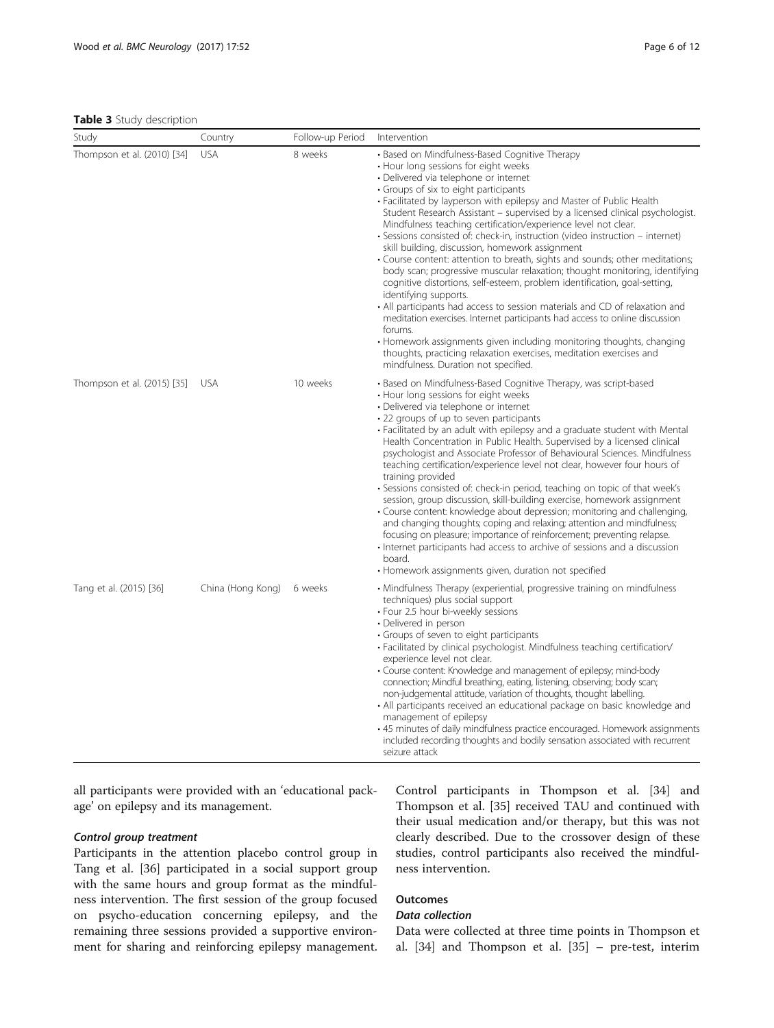**Table 3** Study description

| Study | Country | Follow-up Period | Intervention |
|---|---|---|---|
| Thompson et al. (2010) [34] | USA | 8 weeks | • Based on Mindfulness-Based Cognitive Therapy<br>• Hour long sessions for eight weeks<br>• Delivered via telephone or internet<br>• Groups of six to eight participants<br>• Facilitated by layperson with epilepsy and Master of Public Health Student Research Assistant – supervised by a licensed clinical psychologist. Mindfulness teaching certification/experience level not clear.<br>• Sessions consisted of: check-in, instruction (video instruction – internet) skill building, discussion, homework assignment<br>• Course content: attention to breath, sights and sounds; other meditations; body scan; progressive muscular relaxation; thought monitoring, identifying cognitive distortions, self-esteem, problem identification, goal-setting, identifying supports.<br>• All participants had access to session materials and CD of relaxation and meditation exercises. Internet participants had access to online discussion forums.<br>• Homework assignments given including monitoring thoughts, changing thoughts, practicing relaxation exercises, meditation exercises and mindfulness. Duration not specified. |
| Thompson et al. (2015) [35] | USA | 10 weeks | • Based on Mindfulness-Based Cognitive Therapy, was script-based<br>• Hour long sessions for eight weeks<br>• Delivered via telephone or internet<br>• 22 groups of up to seven participants<br>• Facilitated by an adult with epilepsy and a graduate student with Mental Health Concentration in Public Health. Supervised by a licensed clinical psychologist and Associate Professor of Behavioural Sciences. Mindfulness teaching certification/experience level not clear, however four hours of training provided<br>• Sessions consisted of: check-in period, teaching on topic of that week's session, group discussion, skill-building exercise, homework assignment<br>• Course content: knowledge about depression; monitoring and challenging, and changing thoughts; coping and relaxing; attention and mindfulness; focusing on pleasure; importance of reinforcement; preventing relapse.<br>• Internet participants had access to archive of sessions and a discussion board.<br>• Homework assignments given, duration not specified |
| Tang et al. (2015) [36] | China (Hong Kong) | 6 weeks | • Mindfulness Therapy (experiential, progressive training on mindfulness techniques) plus social support<br>• Four 2.5 hour bi-weekly sessions<br>• Delivered in person<br>• Groups of seven to eight participants<br>• Facilitated by clinical psychologist. Mindfulness teaching certification/experience level not clear.<br>• Course content: Knowledge and management of epilepsy; mind-body connection; Mindful breathing, eating, listening, observing; body scan; non-judgemental attitude, variation of thoughts, thought labelling.<br>• All participants received an educational package on basic knowledge and management of epilepsy<br>• 45 minutes of daily mindfulness practice encouraged. Homework assignments included recording thoughts and bodily sensation associated with recurrent seizure attack |

all participants were provided with an 'educational package' on epilepsy and its management.

#### *Control group treatment*

Participants in the attention placebo control group in Tang et al. [36] participated in a social support group with the same hours and group format as the mindfulness intervention. The first session of the group focused on psycho-education concerning epilepsy, and the remaining three sessions provided a supportive environment for sharing and reinforcing epilepsy management. Control participants in Thompson et al. [34] and Thompson et al. [35] received TAU and continued with their usual medication and/or therapy, but this was not clearly described. Due to the crossover design of these studies, control participants also received the mindfulness intervention.

### Outcomes

#### *Data collection*

Data were collected at three time points in Thompson et al. [34] and Thompson et al. [35] – pre-test, interim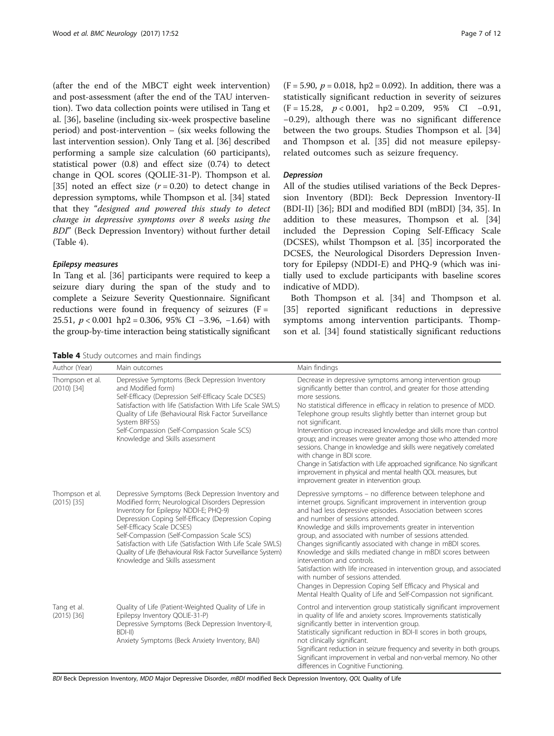(after the end of the MBCT eight week intervention) and post-assessment (after the end of the TAU intervention). Two data collection points were utilised in Tang et al. [36], baseline (including six-week prospective baseline period) and post-intervention – (six weeks following the last intervention session). Only Tang et al. [36] described performing a sample size calculation (60 participants), statistical power (0.8) and effect size (0.74) to detect change in QOL scores (QOLIE-31-P). Thompson et al. [35] noted an effect size ($r = 0.20$) to detect change in depression symptoms, while Thompson et al. [34] stated that they "*designed and powered this study to detect change in depressive symptoms over 8 weeks using the BDI*" (Beck Depression Inventory) without further detail (Table 4).

#### *Epilepsy measures*

In Tang et al. [36] participants were required to keep a seizure diary during the span of the study and to complete a Seizure Severity Questionnaire. Significant reductions were found in frequency of seizures ($F = 25.51$, $p < 0.001$ hp2 = 0.306, 95% CI −3.96, −1.64) with the group-by-time interaction being statistically significant ($F = 5.90$, $p = 0.018$, hp2 = 0.092). In addition, there was a statistically significant reduction in severity of seizures ($F = 15.28$, $p < 0.001$, hp2 = 0.209, 95% CI −0.91, −0.29), although there was no significant difference between the two groups. Studies Thompson et al. [34] and Thompson et al. [35] did not measure epilepsy-related outcomes such as seizure frequency.

#### *Depression*

All of the studies utilised variations of the Beck Depression Inventory (BDI): Beck Depression Inventory-II (BDI-II) [36]; BDI and modified BDI (mBDI) [34, 35]. In addition to these measures, Thompson et al. [34] included the Depression Coping Self-Efficacy Scale (DCSES), whilst Thompson et al. [35] incorporated the DCSES, the Neurological Disorders Depression Inventory for Epilepsy (NDDI-E) and PHQ-9 (which was initially used to exclude participants with baseline scores indicative of MDD).

Both Thompson et al. [34] and Thompson et al. [35] reported significant reductions in depressive symptoms among intervention participants. Thompson et al. [34] found statistically significant reductions

**Table 4** Study outcomes and main findings

| Author (Year) | Main outcomes | Main findings |
|---|---|---|
| Thompson et al. (2010) [34] | Depressive Symptoms (Beck Depression Inventory and Modified form)<br>Self-Efficacy (Depression Self-Efficacy Scale DCSES)<br>Satisfaction with life (Satisfaction With Life Scale SWLS)<br>Quality of Life (Behavioural Risk Factor Surveillance System BRFSS)<br>Self-Compassion (Self-Compassion Scale SCS)<br>Knowledge and Skills assessment | Decrease in depressive symptoms among intervention group significantly better than control, and greater for those attending more sessions.<br>No statistical difference in efficacy in relation to presence of MDD.<br>Telephone group results slightly better than internet group but not significant.<br>Intervention group increased knowledge and skills more than control group; and increases were greater among those who attended more sessions. Change in knowledge and skills were negatively correlated with change in BDI score.<br>Change in Satisfaction with Life approached significance. No significant improvement in physical and mental health QOL measures, but improvement greater in intervention group. |
| Thompson et al. (2015) [35] | Depressive Symptoms (Beck Depression Inventory and Modified form; Neurological Disorders Depression Inventory for Epilepsy NDDI-E; PHQ-9)<br>Depression Coping Self-Efficacy (Depression Coping Self-Efficacy Scale DCSES)<br>Self-Compassion (Self-Compassion Scale SCS)<br>Satisfaction with Life (Satisfaction With Life Scale SWLS)<br>Quality of Life (Behavioural Risk Factor Surveillance System)<br>Knowledge and Skills assessment | Depressive symptoms – no difference between telephone and internet groups. Significant improvement in intervention group and had less depressive episodes. Association between scores and number of sessions attended.<br>Knowledge and skills improvements greater in intervention group, and associated with number of sessions attended. Changes significantly associated with change in mBDI scores. Knowledge and skills mediated change in mBDI scores between intervention and controls.<br>Satisfaction with life increased in intervention group, and associated with number of sessions attended.<br>Changes in Depression Coping Self Efficacy and Physical and Mental Health Quality of Life and Self-Compassion not significant. |
| Tang et al. (2015) [36] | Quality of Life (Patient-Weighted Quality of Life in Epilepsy Inventory QOLIE-31-P)<br>Depressive Symptoms (Beck Depression Inventory-II, BDI-II)<br>Anxiety Symptoms (Beck Anxiety Inventory, BAI) | Control and intervention group statistically significant improvement in quality of life and anxiety scores. Improvements statistically significantly better in intervention group.<br>Statistically significant reduction in BDI-II scores in both groups, not clinically significant.<br>Significant reduction in seizure frequency and severity in both groups.<br>Significant improvement in verbal and non-verbal memory. No other differences in Cognitive Functioning. |

*BDI* Beck Depression Inventory, *MDD* Major Depressive Disorder, *mBDI* modified Beck Depression Inventory, *QOL* Quality of Life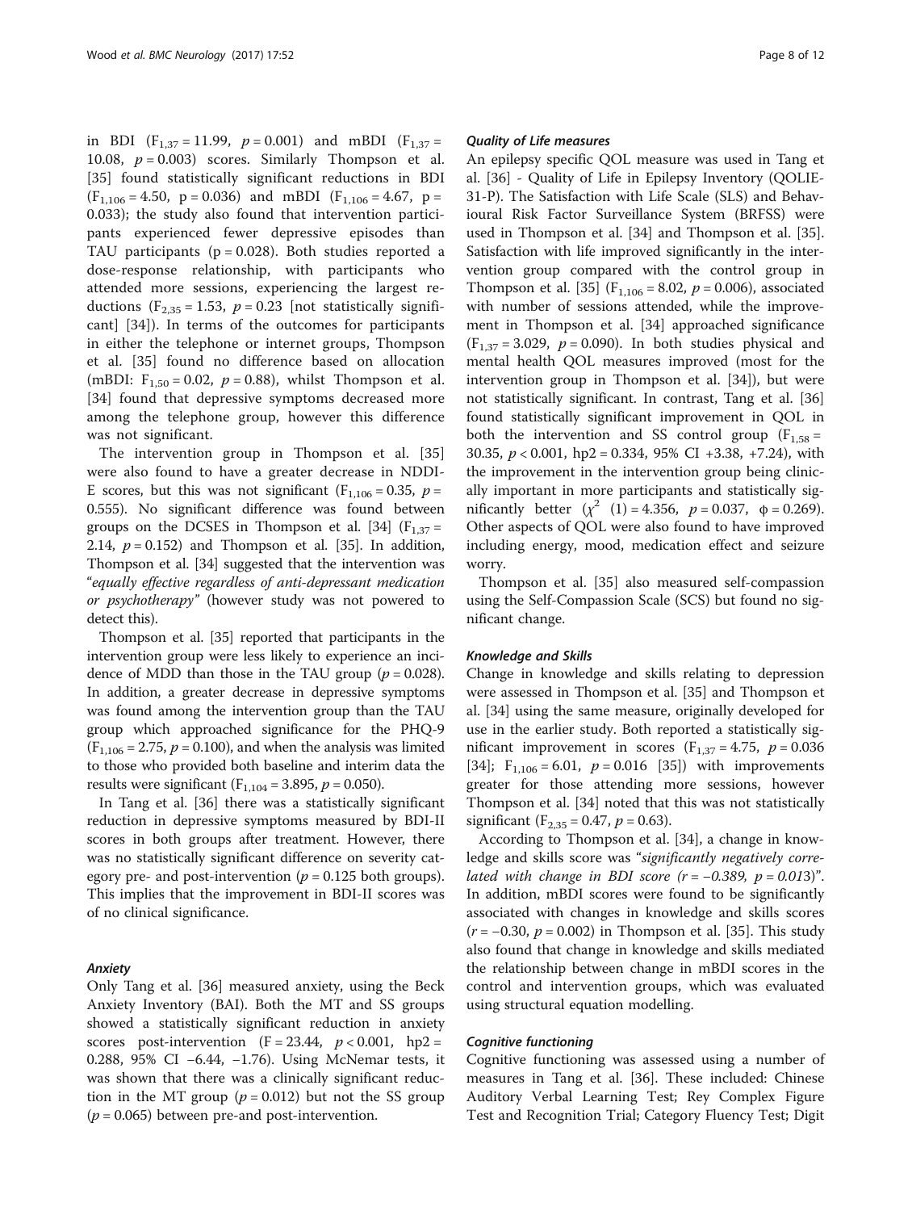in BDI ($F_{1,37} = 11.99$, $p = 0.001$) and mBDI ($F_{1,37} = 10.08$, $p = 0.003$) scores. Similarly Thompson et al. [35] found statistically significant reductions in BDI ($F_{1,106} = 4.50$, $p = 0.036$) and mBDI ($F_{1,106} = 4.67$, $p = 0.033$); the study also found that intervention participants experienced fewer depressive episodes than TAU participants ($p = 0.028$). Both studies reported a dose-response relationship, with participants who attended more sessions, experiencing the largest reductions ($F_{2,35} = 1.53$, $p = 0.23$ [not statistically significant] [34]). In terms of the outcomes for participants in either the telephone or internet groups, Thompson et al. [35] found no difference based on allocation (mBDI: $F_{1,50} = 0.02$, $p = 0.88$), whilst Thompson et al. [34] found that depressive symptoms decreased more among the telephone group, however this difference was not significant.

The intervention group in Thompson et al. [35] were also found to have a greater decrease in NDDI-E scores, but this was not significant ($F_{1,106} = 0.35$, $p = 0.555$). No significant difference was found between groups on the DCSES in Thompson et al. [34] ($F_{1,37} = 2.14$, $p = 0.152$) and Thompson et al. [35]. In addition, Thompson et al. [34] suggested that the intervention was "*equally effective regardless of anti-depressant medication or psychotherapy*" (however study was not powered to detect this).

Thompson et al. [35] reported that participants in the intervention group were less likely to experience an incidence of MDD than those in the TAU group ($p = 0.028$). In addition, a greater decrease in depressive symptoms was found among the intervention group than the TAU group which approached significance for the PHQ-9 ($F_{1,106} = 2.75$, $p = 0.100$), and when the analysis was limited to those who provided both baseline and interim data the results were significant ($F_{1,104} = 3.895$, $p = 0.050$).

In Tang et al. [36] there was a statistically significant reduction in depressive symptoms measured by BDI-II scores in both groups after treatment. However, there was no statistically significant difference on severity category pre- and post-intervention ($p = 0.125$ both groups). This implies that the improvement in BDI-II scores was of no clinical significance.

#### *Anxiety*

Only Tang et al. [36] measured anxiety, using the Beck Anxiety Inventory (BAI). Both the MT and SS groups showed a statistically significant reduction in anxiety scores post-intervention ($F = 23.44$, $p < 0.001$, hp2 = 0.288, 95% CI −6.44, −1.76). Using McNemar tests, it was shown that there was a clinically significant reduction in the MT group ($p = 0.012$) but not the SS group ($p = 0.065$) between pre-and post-intervention.

#### *Quality of Life measures*

An epilepsy specific QOL measure was used in Tang et al. [36] - Quality of Life in Epilepsy Inventory (QOLIE-31-P). The Satisfaction with Life Scale (SLS) and Behavioural Risk Factor Surveillance System (BRFSS) were used in Thompson et al. [34] and Thompson et al. [35]. Satisfaction with life improved significantly in the intervention group compared with the control group in Thompson et al. [35] ($F_{1,106} = 8.02$, $p = 0.006$), associated with number of sessions attended, while the improvement in Thompson et al. [34] approached significance ($F_{1,37} = 3.029$, $p = 0.090$). In both studies physical and mental health QOL measures improved (most for the intervention group in Thompson et al. [34]), but were not statistically significant. In contrast, Tang et al. [36] found statistically significant improvement in QOL in both the intervention and SS control group ($F_{1,58} = 30.35$, $p < 0.001$, hp2 = 0.334, 95% CI +3.38, +7.24), with the improvement in the intervention group being clinically important in more participants and statistically significantly better ($\chi^2$ (1) = 4.356, $p = 0.037$, $\phi = 0.269$). Other aspects of QOL were also found to have improved including energy, mood, medication effect and seizure worry.

Thompson et al. [35] also measured self-compassion using the Self-Compassion Scale (SCS) but found no significant change.

#### *Knowledge and Skills*

Change in knowledge and skills relating to depression were assessed in Thompson et al. [35] and Thompson et al. [34] using the same measure, originally developed for use in the earlier study. Both reported a statistically significant improvement in scores ($F_{1,37} = 4.75$, $p = 0.036$ [34]; $F_{1,106} = 6.01$, $p = 0.016$ [35]) with improvements greater for those attending more sessions, however Thompson et al. [34] noted that this was not statistically significant ($F_{2,35} = 0.47$, $p = 0.63$).

According to Thompson et al. [34], a change in knowledge and skills score was "*significantly negatively correlated with change in BDI score ($r = -0.389$, $p = 0.013$)*". In addition, mBDI scores were found to be significantly associated with changes in knowledge and skills scores ($r = -0.30$, $p = 0.002$) in Thompson et al. [35]. This study also found that change in knowledge and skills mediated the relationship between change in mBDI scores in the control and intervention groups, which was evaluated using structural equation modelling.

#### *Cognitive functioning*

Cognitive functioning was assessed using a number of measures in Tang et al. [36]. These included: Chinese Auditory Verbal Learning Test; Rey Complex Figure Test and Recognition Trial; Category Fluency Test; Digit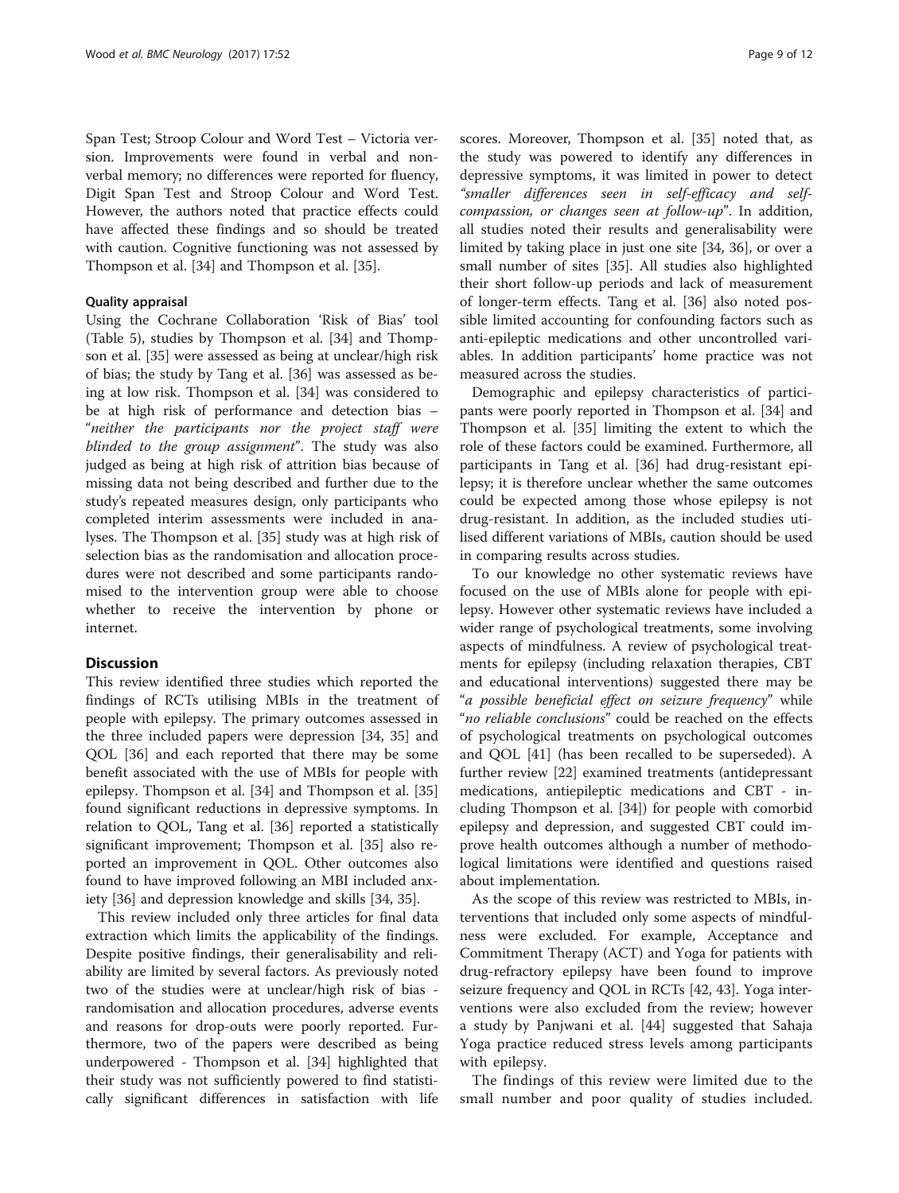Span Test; Stroop Colour and Word Test – Victoria version. Improvements were found in verbal and non-verbal memory; no differences were reported for fluency, Digit Span Test and Stroop Colour and Word Test. However, the authors noted that practice effects could have affected these findings and so should be treated with caution. Cognitive functioning was not assessed by Thompson et al. [34] and Thompson et al. [35].

#### Quality appraisal

Using the Cochrane Collaboration 'Risk of Bias' tool (Table 5), studies by Thompson et al. [34] and Thompson et al. [35] were assessed as being at unclear/high risk of bias; the study by Tang et al. [36] was assessed as being at low risk. Thompson et al. [34] was considered to be at high risk of performance and detection bias – "*neither the participants nor the project staff were blinded to the group assignment*". The study was also judged as being at high risk of attrition bias because of missing data not being described and further due to the study's repeated measures design, only participants who completed interim assessments were included in analyses. The Thompson et al. [35] study was at high risk of selection bias as the randomisation and allocation procedures were not described and some participants randomised to the intervention group were able to choose whether to receive the intervention by phone or internet.

## Discussion

This review identified three studies which reported the findings of RCTs utilising MBIs in the treatment of people with epilepsy. The primary outcomes assessed in the three included papers were depression [34, 35] and QOL [36] and each reported that there may be some benefit associated with the use of MBIs for people with epilepsy. Thompson et al. [34] and Thompson et al. [35] found significant reductions in depressive symptoms. In relation to QOL, Tang et al. [36] reported a statistically significant improvement; Thompson et al. [35] also reported an improvement in QOL. Other outcomes also found to have improved following an MBI included anxiety [36] and depression knowledge and skills [34, 35].

This review included only three articles for final data extraction which limits the applicability of the findings. Despite positive findings, their generalisability and reliability are limited by several factors. As previously noted two of the studies were at unclear/high risk of bias - randomisation and allocation procedures, adverse events and reasons for drop-outs were poorly reported. Furthermore, two of the papers were described as being underpowered - Thompson et al. [34] highlighted that their study was not sufficiently powered to find statistically significant differences in satisfaction with life scores. Moreover, Thompson et al. [35] noted that, as the study was powered to identify any differences in depressive symptoms, it was limited in power to detect "*smaller differences seen in self-efficacy and self-compassion, or changes seen at follow-up*". In addition, all studies noted their results and generalisability were limited by taking place in just one site [34, 36], or over a small number of sites [35]. All studies also highlighted their short follow-up periods and lack of measurement of longer-term effects. Tang et al. [36] also noted possible limited accounting for confounding factors such as anti-epileptic medications and other uncontrolled variables. In addition participants' home practice was not measured across the studies.

Demographic and epilepsy characteristics of participants were poorly reported in Thompson et al. [34] and Thompson et al. [35] limiting the extent to which the role of these factors could be examined. Furthermore, all participants in Tang et al. [36] had drug-resistant epilepsy; it is therefore unclear whether the same outcomes could be expected among those whose epilepsy is not drug-resistant. In addition, as the included studies utilised different variations of MBIs, caution should be used in comparing results across studies.

To our knowledge no other systematic reviews have focused on the use of MBIs alone for people with epilepsy. However other systematic reviews have included a wider range of psychological treatments, some involving aspects of mindfulness. A review of psychological treatments for epilepsy (including relaxation therapies, CBT and educational interventions) suggested there may be "*a possible beneficial effect on seizure frequency*" while "*no reliable conclusions*" could be reached on the effects of psychological treatments on psychological outcomes and QOL [41] (has been recalled to be superseded). A further review [22] examined treatments (antidepressant medications, antiepileptic medications and CBT - including Thompson et al. [34]) for people with comorbid epilepsy and depression, and suggested CBT could improve health outcomes although a number of methodological limitations were identified and questions raised about implementation.

As the scope of this review was restricted to MBIs, interventions that included only some aspects of mindfulness were excluded. For example, Acceptance and Commitment Therapy (ACT) and Yoga for patients with drug-refractory epilepsy have been found to improve seizure frequency and QOL in RCTs [42, 43]. Yoga interventions were also excluded from the review; however a study by Panjwani et al. [44] suggested that Sahaja Yoga practice reduced stress levels among participants with epilepsy.

The findings of this review were limited due to the small number and poor quality of studies included.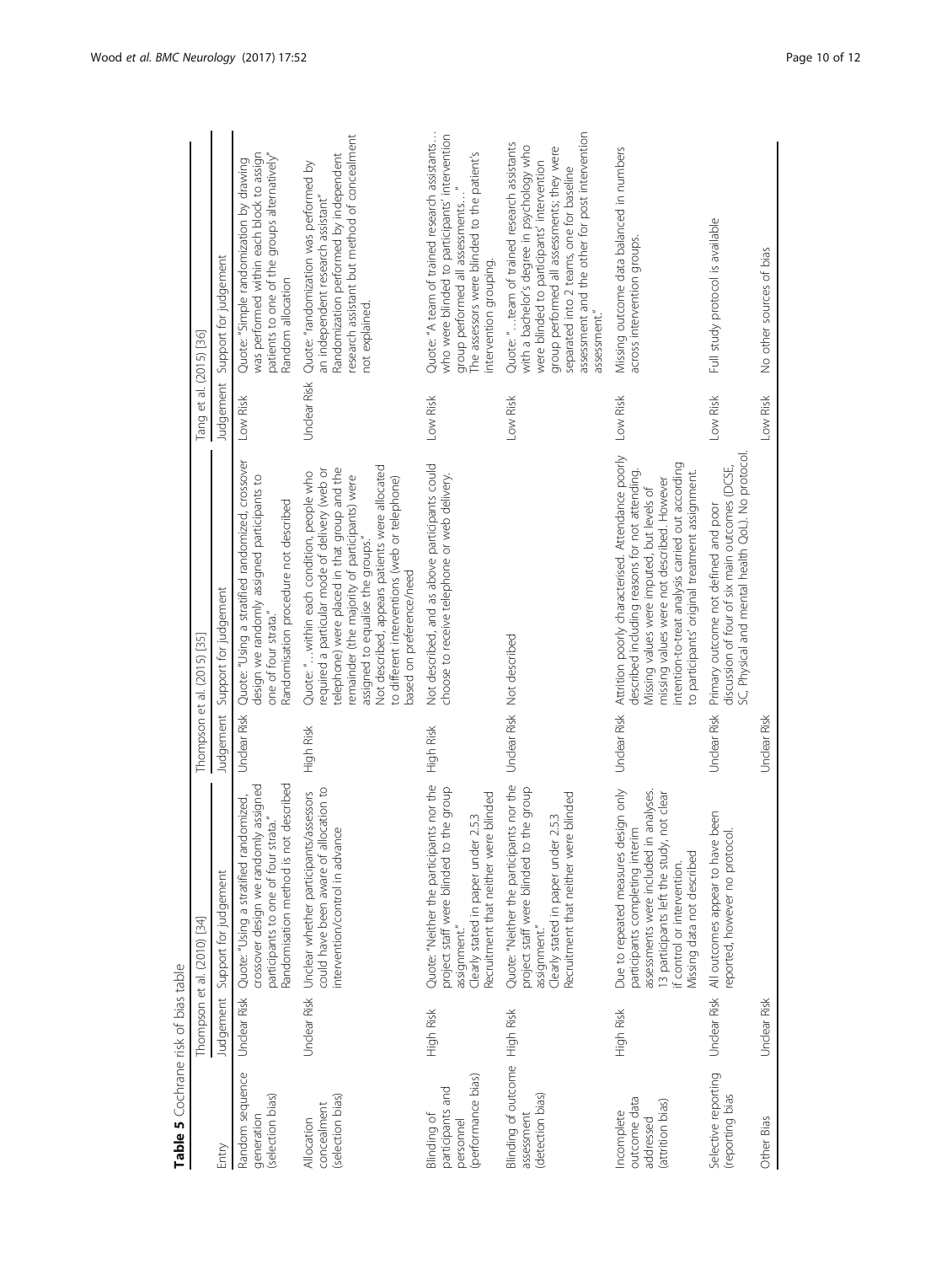**Table 5** Cochrane risk of bias table

| Entry | Thompson et al. (2010) [34] | | Thompson et al. (2015) [35] | | Tang et al. (2015) [36] | |
|---|---|---|---|---|---|---|
| | Judgement | Support for judgement | Judgement | Support for judgement | Judgement | Support for judgement |
| Random sequence generation (selection bias) | Unclear Risk | Quote: "Using a stratified randomized, crossover design we randomly assigned participants to one of four strata." Randomisation method is not described | Unclear Risk | Quote: "Using a stratified randomized, crossover design we randomly assigned participants to one of four strata." Randomisation procedure not described | Low Risk | Quote: "Simple randomization by drawing was performed within each block to assign patients to one of the groups alternatively" Random allocation |
| Allocation concealment (selection bias) | Unclear Risk | Unclear whether participants/assessors could have been aware of allocation to intervention/control in advance | High Risk | Quote: "…within each condition, people who required a particular mode of delivery (web or telephone) were placed in that group and the remainder (the majority of participants) were assigned to equalise the groups." Not described, appears patients were allocated to different interventions (web or telephone) based on preference/need | Unclear Risk | Quote: "randomization was performed by an independent research assistant" Randomization performed by independent research assistant but method of concealment not explained. |
| Blinding of participants and personnel (performance bias) | High Risk | Quote: "Neither the participants nor the project staff were blinded to the group assignment." Clearly stated in paper under 2.5.3 Recruitment that neither were blinded | High Risk | Not described, and as above participants could choose to receive telephone or web delivery. | Low Risk | Quote: "A team of trained research assistants… who were blinded to participants' intervention group performed all assessments… " The assessors were blinded to the patient's intervention grouping. |
| Blinding of outcome assessment (detection bias) | High Risk | Quote: "Neither the participants nor the project staff were blinded to the group assignment." Clearly stated in paper under 2.5.3 Recruitment that neither were blinded | Unclear Risk | Not described | Low Risk | Quote: "…team of trained research assistants with a bachelor's degree in psychology who were blinded to participants' intervention group performed all assessments; they were separated into 2 teams, one for baseline assessment and the other for post intervention assessment." |
| Incomplete outcome data addressed (attrition bias) | High Risk | Due to repeated measures design only participants completing interim assessments were included in analyses. 13 participants left the study, not clear if control or intervention. Missing data not described | Unclear Risk | Attrition poorly characterised. Attendance poorly described including reasons for not attending. Missing values were imputed, but levels of missing values were not described. However intention-to-treat analysis carried out according to participants' original treatment assignment. | Low Risk | Missing outcome data balanced in numbers across intervention groups. |
| Selective reporting (reporting bias | Unclear Risk | All outcomes appear to have been reported, however no protocol. | Unclear Risk | Primary outcome not defined and poor discussion of four of six main outcomes (DCSE, SC, Physical and mental health QoL). No protocol. | Low Risk | Full study protocol is available |
| Other Bias | Unclear Risk | | Unclear Risk | | Low Risk | No other sources of bias |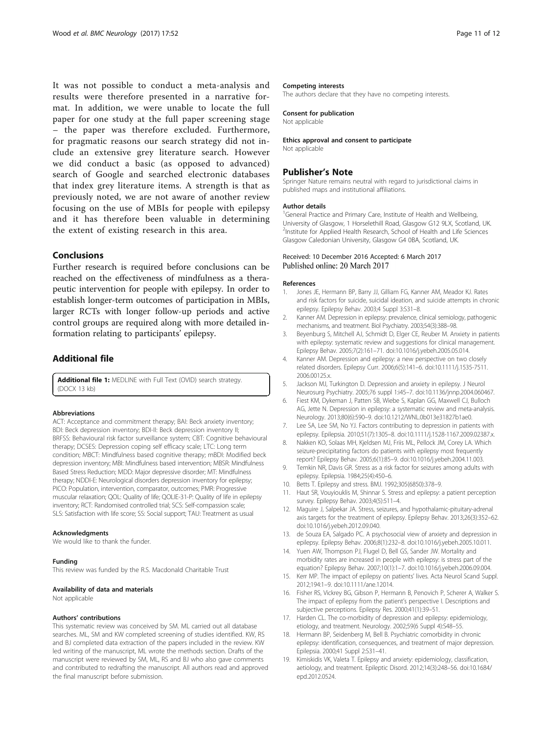It was not possible to conduct a meta-analysis and results were therefore presented in a narrative format. In addition, we were unable to locate the full paper for one study at the full paper screening stage – the paper was therefore excluded. Furthermore, for pragmatic reasons our search strategy did not include an extensive grey literature search. However we did conduct a basic (as opposed to advanced) search of Google and searched electronic databases that index grey literature items. A strength is that as previously noted, we are not aware of another review focusing on the use of MBIs for people with epilepsy and it has therefore been valuable in determining the extent of existing research in this area.

## Conclusions

Further research is required before conclusions can be reached on the effectiveness of mindfulness as a therapeutic intervention for people with epilepsy. In order to establish longer-term outcomes of participation in MBIs, larger RCTs with longer follow-up periods and active control groups are required along with more detailed information relating to participants' epilepsy.

## Additional file

**Additional file 1:** MEDLINE with Full Text (OVID) search strategy. (DOCX 13 kb)

#### Abbreviations

ACT: Acceptance and commitment therapy; BAI: Beck anxiety inventory; BDI: Beck depression inventory; BDI-II: Beck depression inventory II; BRFSS: Behavioural risk factor surveillance system; CBT: Cognitive behavioural therapy; DCSES: Depression coping self efficacy scale; LTC: Long term condition; MBCT: Mindfulness based cognitive therapy; mBDI: Modified beck depression inventory; MBI: Mindfulness based intervention; MBSR: Mindfulness Based Stress Reduction; MDD: Major depressive disorder; MT: Mindfulness therapy; NDDI-E: Neurological disorders depression inventory for epilepsy; PICO: Population, intervention, comparator, outcomes; PMR: Progressive muscular relaxation; QOL: Quality of life; QOLIE-31-P: Quality of life in epilepsy inventory; RCT: Randomised controlled trial; SCS: Self-compassion scale; SLS: Satisfaction with life score; SS: Social support; TAU: Treatment as usual

#### Acknowledgments

We would like to thank the funder.

#### Funding

This review was funded by the R.S. Macdonald Charitable Trust

#### Availability of data and materials

Not applicable

#### Authors' contributions

This systematic review was conceived by SM. ML carried out all database searches. ML, SM and KW completed screening of studies identified. KW, RS and BJ completed data extraction of the papers included in the review. KW led writing of the manuscript, ML wrote the methods section. Drafts of the manuscript were reviewed by SM, ML, RS and BJ who also gave comments and contributed to redrafting the manuscript. All authors read and approved the final manuscript before submission.

#### Competing interests

The authors declare that they have no competing interests.

#### Consent for publication

Not applicable

#### Ethics approval and consent to participate

Not applicable

## Publisher's Note

Springer Nature remains neutral with regard to jurisdictional claims in published maps and institutional affiliations.

#### Author details

[1]General Practice and Primary Care, Institute of Health and Wellbeing, University of Glasgow, 1 Horselethill Road, Glasgow G12 9LX, Scotland, UK. [2]Institute for Applied Health Research, School of Health and Life Sciences Glasgow Caledonian University, Glasgow G4 0BA, Scotland, UK.

Received: 10 December 2016 Accepted: 6 March 2017
Published online: 20 March 2017

#### References

1. Jones JE, Hermann BP, Barry JJ, Gilliam FG, Kanner AM, Meador KJ. Rates and risk factors for suicide, suicidal ideation, and suicide attempts in chronic epilepsy. Epilepsy Behav. 2003;4 Suppl 3:S31–8.
2. Kanner AM. Depression in epilepsy: prevalence, clinical semiology, pathogenic mechanisms, and treatment. Biol Psychiatry. 2003;54(3):388–98.
3. Beyenburg S, Mitchell AJ, Schmidt D, Elger CE, Reuber M. Anxiety in patients with epilepsy: systematic review and suggestions for clinical management. Epilepsy Behav. 2005;7(2):161–71. doi:10.1016/j.yebeh.2005.05.014.
4. Kanner AM. Depression and epilepsy: a new perspective on two closely related disorders. Epilepsy Curr. 2006;6(5):141–6. doi:10.1111/j.1535-7511.2006.00125.x.
5. Jackson MJ, Turkington D. Depression and anxiety in epilepsy. J Neurol Neurosurg Psychiatry. 2005;76 suppl 1:i45–7. doi:10.1136/jnnp.2004.060467.
6. Fiest KM, Dykeman J, Patten SB, Wiebe S, Kaplan GG, Maxwell CJ, Bulloch AG, Jette N. Depression in epilepsy: a systematic review and meta-analysis. Neurology. 2013;80(6):590–9. doi:10.1212/WNL.0b013e31827b1ae0.
7. Lee SA, Lee SM, No YJ. Factors contributing to depression in patients with epilepsy. Epilepsia. 2010;51(7):1305–8. doi:10.1111/j.1528-1167.2009.02387.x.
8. Nakken KO, Solaas MH, Kjeldsen MJ, Friis ML, Pellock JM, Corey LA. Which seizure-precipitating factors do patients with epilepsy most frequently report? Epilepsy Behav. 2005;6(1):85–9. doi:10.1016/j.yebeh.2004.11.003.
9. Temkin NR, Davis GR. Stress as a risk factor for seizures among adults with epilepsy. Epilepsia. 1984;25(4):450–6.
10. Betts T. Epilepsy and stress. BMJ. 1992;305(6850):378–9.
11. Haut SR, Vouyiouklis M, Shinnar S. Stress and epilepsy: a patient perception survey. Epilepsy Behav. 2003;4(5):511–4.
12. Maguire J, Salpekar JA. Stress, seizures, and hypothalamic-pituitary-adrenal axis targets for the treatment of epilepsy. Epilepsy Behav. 2013;26(3):352–62. doi:10.1016/j.yebeh.2012.09.040.
13. de Souza EA, Salgado PC. A psychosocial view of anxiety and depression in epilepsy. Epilepsy Behav. 2006;8(1):232–8. doi:10.1016/j.yebeh.2005.10.011.
14. Yuen AW, Thompson PJ, Flugel D, Bell GS, Sander JW. Mortality and morbidity rates are increased in people with epilepsy: is stress part of the equation? Epilepsy Behav. 2007;10(1):1–7. doi:10.1016/j.yebeh.2006.09.004.
15. Kerr MP. The impact of epilepsy on patients' lives. Acta Neurol Scand Suppl. 2012;194:1–9. doi:10.1111/ane.12014.
16. Fisher RS, Vickrey BG, Gibson P, Hermann B, Penovich P, Scherer A, Walker S. The impact of epilepsy from the patient's perspective I. Descriptions and subjective perceptions. Epilepsy Res. 2000;41(1):39–51.
17. Harden CL. The co-morbidity of depression and epilepsy: epidemiology, etiology, and treatment. Neurology. 2002;59(6 Suppl 4):S48–55.
18. Hermann BP, Seidenberg M, Bell B. Psychiatric comorbidity in chronic epilepsy: identification, consequences, and treatment of major depression. Epilepsia. 2000;41 Suppl 2:S31–41.
19. Kimiskidis VK, Valeta T. Epilepsy and anxiety: epidemiology, classification, aetiology, and treatment. Epileptic Disord. 2012;14(3):248–56. doi:10.1684/epd.2012.0524.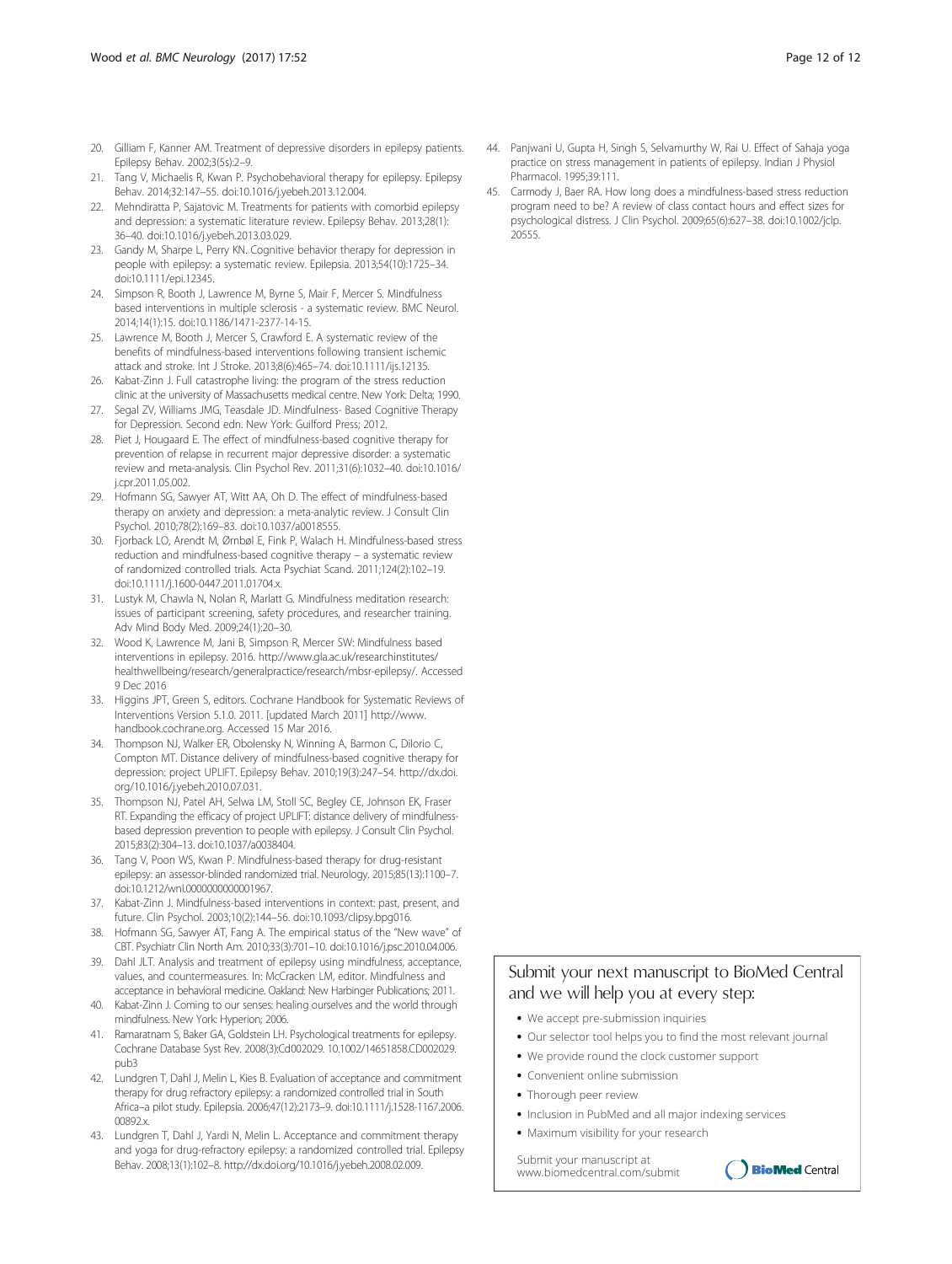20. Gilliam F, Kanner AM. Treatment of depressive disorders in epilepsy patients. Epilepsy Behav. 2002;3(5s):2–9.
21. Tang V, Michaelis R, Kwan P. Psychobehavioral therapy for epilepsy. Epilepsy Behav. 2014;32:147–55. doi:10.1016/j.yebeh.2013.12.004.
22. Mehndiratta P, Sajatovic M. Treatments for patients with comorbid epilepsy and depression: a systematic literature review. Epilepsy Behav. 2013;28(1): 36–40. doi:10.1016/j.yebeh.2013.03.029.
23. Gandy M, Sharpe L, Perry KN. Cognitive behavior therapy for depression in people with epilepsy: a systematic review. Epilepsia. 2013;54(10):1725–34. doi:10.1111/epi.12345.
24. Simpson R, Booth J, Lawrence M, Byrne S, Mair F, Mercer S. Mindfulness based interventions in multiple sclerosis - a systematic review. BMC Neurol. 2014;14(1):15. doi:10.1186/1471-2377-14-15.
25. Lawrence M, Booth J, Mercer S, Crawford E. A systematic review of the benefits of mindfulness-based interventions following transient ischemic attack and stroke. Int J Stroke. 2013;8(6):465–74. doi:10.1111/ijs.12135.
26. Kabat-Zinn J. Full catastrophe living: the program of the stress reduction clinic at the university of Massachusetts medical centre. New York: Delta; 1990.
27. Segal ZV, Williams JMG, Teasdale JD. Mindfulness- Based Cognitive Therapy for Depression. Second edn. New York: Guilford Press; 2012.
28. Piet J, Hougaard E. The effect of mindfulness-based cognitive therapy for prevention of relapse in recurrent major depressive disorder: a systematic review and meta-analysis. Clin Psychol Rev. 2011;31(6):1032–40. doi:10.1016/j.cpr.2011.05.002.
29. Hofmann SG, Sawyer AT, Witt AA, Oh D. The effect of mindfulness-based therapy on anxiety and depression: a meta-analytic review. J Consult Clin Psychol. 2010;78(2):169–83. doi:10.1037/a0018555.
30. Fjorback LO, Arendt M, Ørnbøl E, Fink P, Walach H. Mindfulness-based stress reduction and mindfulness-based cognitive therapy – a systematic review of randomized controlled trials. Acta Psychiat Scand. 2011;124(2):102–19. doi:10.1111/j.1600-0447.2011.01704.x.
31. Lustyk M, Chawla N, Nolan R, Marlatt G. Mindfulness meditation research: issues of participant screening, safety procedures, and researcher training. Adv Mind Body Med. 2009;24(1):20–30.
32. Wood K, Lawrence M, Jani B, Simpson R, Mercer SW: Mindfulness based interventions in epilepsy. 2016. http://www.gla.ac.uk/researchinstitutes/healthwellbeing/research/generalpractice/research/mbsr-epilepsy/. Accessed 9 Dec 2016
33. Higgins JPT, Green S, editors. Cochrane Handbook for Systematic Reviews of Interventions Version 5.1.0. 2011. [updated March 2011] http://www.handbook.cochrane.org. Accessed 15 Mar 2016.
34. Thompson NJ, Walker ER, Obolensky N, Winning A, Barmon C, Dilorio C, Compton MT. Distance delivery of mindfulness-based cognitive therapy for depression: project UPLIFT. Epilepsy Behav. 2010;19(3):247–54. http://dx.doi.org/10.1016/j.yebeh.2010.07.031.
35. Thompson NJ, Patel AH, Selwa LM, Stoll SC, Begley CE, Johnson EK, Fraser RT. Expanding the efficacy of project UPLIFT: distance delivery of mindfulness-based depression prevention to people with epilepsy. J Consult Clin Psychol. 2015;83(2):304–13. doi:10.1037/a0038404.
36. Tang V, Poon WS, Kwan P. Mindfulness-based therapy for drug-resistant epilepsy: an assessor-blinded randomized trial. Neurology. 2015;85(13):1100–7. doi:10.1212/wnl.0000000000001967.
37. Kabat-Zinn J. Mindfulness-based interventions in context: past, present, and future. Clin Psychol. 2003;10(2):144–56. doi:10.1093/clipsy.bpg016.
38. Hofmann SG, Sawyer AT, Fang A. The empirical status of the "New wave" of CBT. Psychiatr Clin North Am. 2010;33(3):701–10. doi:10.1016/j.psc.2010.04.006.
39. Dahl JLT. Analysis and treatment of epilepsy using mindfulness, acceptance, values, and countermeasures. In: McCracken LM, editor. Mindfulness and acceptance in behavioral medicine. Oakland: New Harbinger Publications; 2011.
40. Kabat-Zinn J. Coming to our senses: healing ourselves and the world through mindfulness. New York: Hyperion; 2006.
41. Ramaratnam S, Baker GA, Goldstein LH. Psychological treatments for epilepsy. Cochrane Database Syst Rev. 2008(3):Cd002029. 10.1002/14651858.CD002029.pub3
42. Lundgren T, Dahl J, Melin L, Kies B. Evaluation of acceptance and commitment therapy for drug refractory epilepsy: a randomized controlled trial in South Africa–a pilot study. Epilepsia. 2006;47(12):2173–9. doi:10.1111/j.1528-1167.2006.00892.x.
43. Lundgren T, Dahl J, Yardi N, Melin L. Acceptance and commitment therapy and yoga for drug-refractory epilepsy: a randomized controlled trial. Epilepsy Behav. 2008;13(1):102–8. http://dx.doi.org/10.1016/j.yebeh.2008.02.009.
44. Panjwani U, Gupta H, Singh S, Selvamurthy W, Rai U. Effect of Sahaja yoga practice on stress management in patients of epilepsy. Indian J Physiol Pharmacol. 1995;39:111.
45. Carmody J, Baer RA. How long does a mindfulness-based stress reduction program need to be? A review of class contact hours and effect sizes for psychological distress. J Clin Psychol. 2009;65(6):627–38. doi:10.1002/jclp.20555.

Submit your next manuscript to BioMed Central and we will help you at every step:

- We accept pre-submission inquiries
- Our selector tool helps you to find the most relevant journal
- We provide round the clock customer support
- Convenient online submission
- Thorough peer review
- Inclusion in PubMed and all major indexing services
- Maximum visibility for your research

Submit your manuscript at www.biomedcentral.com/submit

BioMed Central